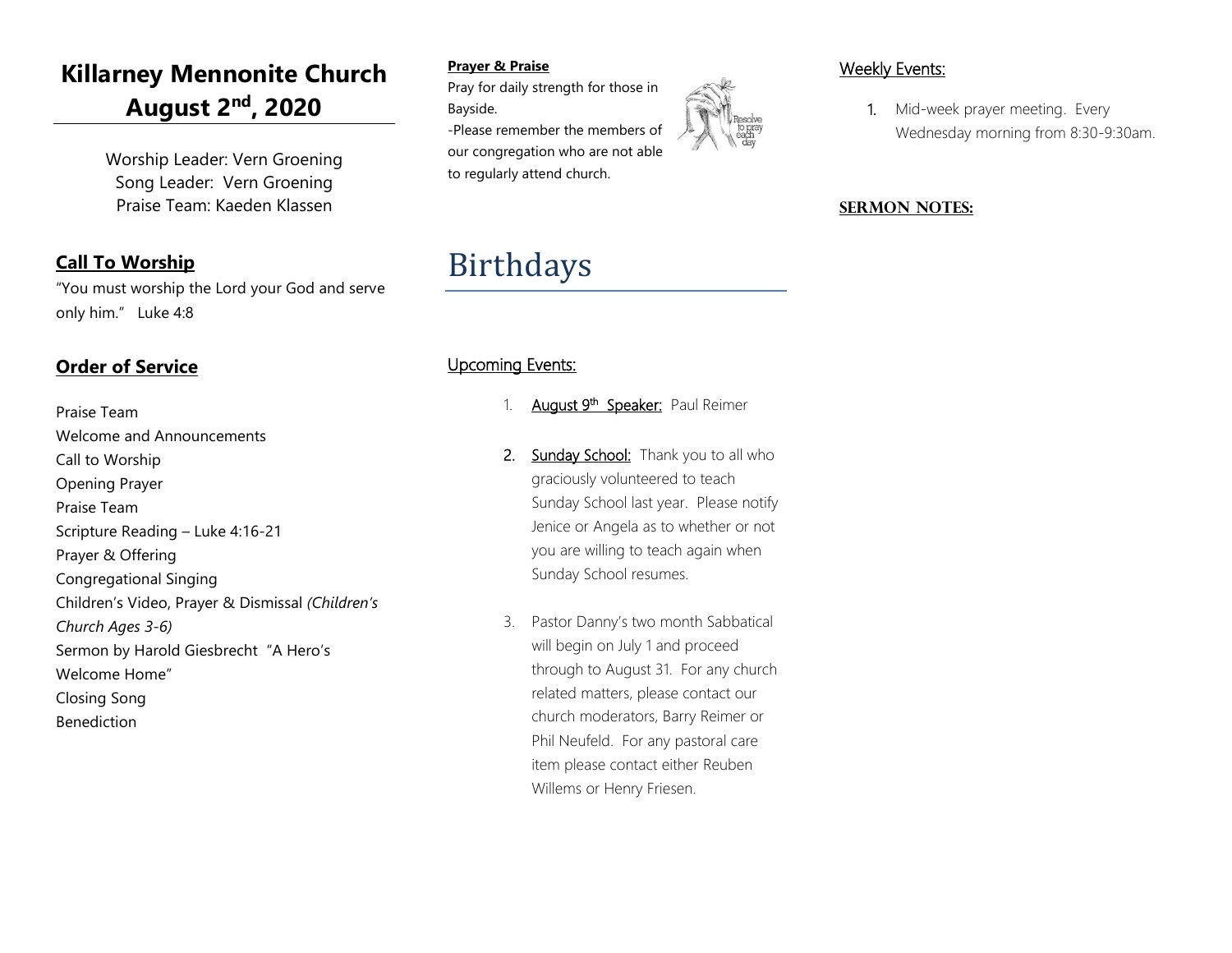# Killarney Mennonite Church
# August 2nd, 2020

Worship Leader: Vern Groening
Song Leader: Vern Groening
Praise Team: Kaeden Klassen

## Call To Worship

"You must worship the Lord your God and serve only him." Luke 4:8

## Order of Service

Praise Team
Welcome and Announcements
Call to Worship
Opening Prayer
Praise Team
Scripture Reading – Luke 4:16-21
Prayer & Offering
Congregational Singing
Children's Video, Prayer & Dismissal *(Children's Church Ages 3-6)*
Sermon by Harold Giesbrecht "A Hero's Welcome Home"
Closing Song
Benediction

**Prayer & Praise**

Pray for daily strength for those in Bayside.

-Please remember the members of our congregation who are not able to regularly attend church.

# Birthdays

## Upcoming Events:

1. **August 9th Speaker:** Paul Reimer

2. **Sunday School:** Thank you to all who graciously volunteered to teach Sunday School last year. Please notify Jenice or Angela as to whether or not you are willing to teach again when Sunday School resumes.

3. Pastor Danny's two month Sabbatical will begin on July 1 and proceed through to August 31. For any church related matters, please contact our church moderators, Barry Reimer or Phil Neufeld. For any pastoral care item please contact either Reuben Willems or Henry Friesen.

## Weekly Events:

1. Mid-week prayer meeting. Every Wednesday morning from 8:30-9:30am.

**SERMON NOTES:**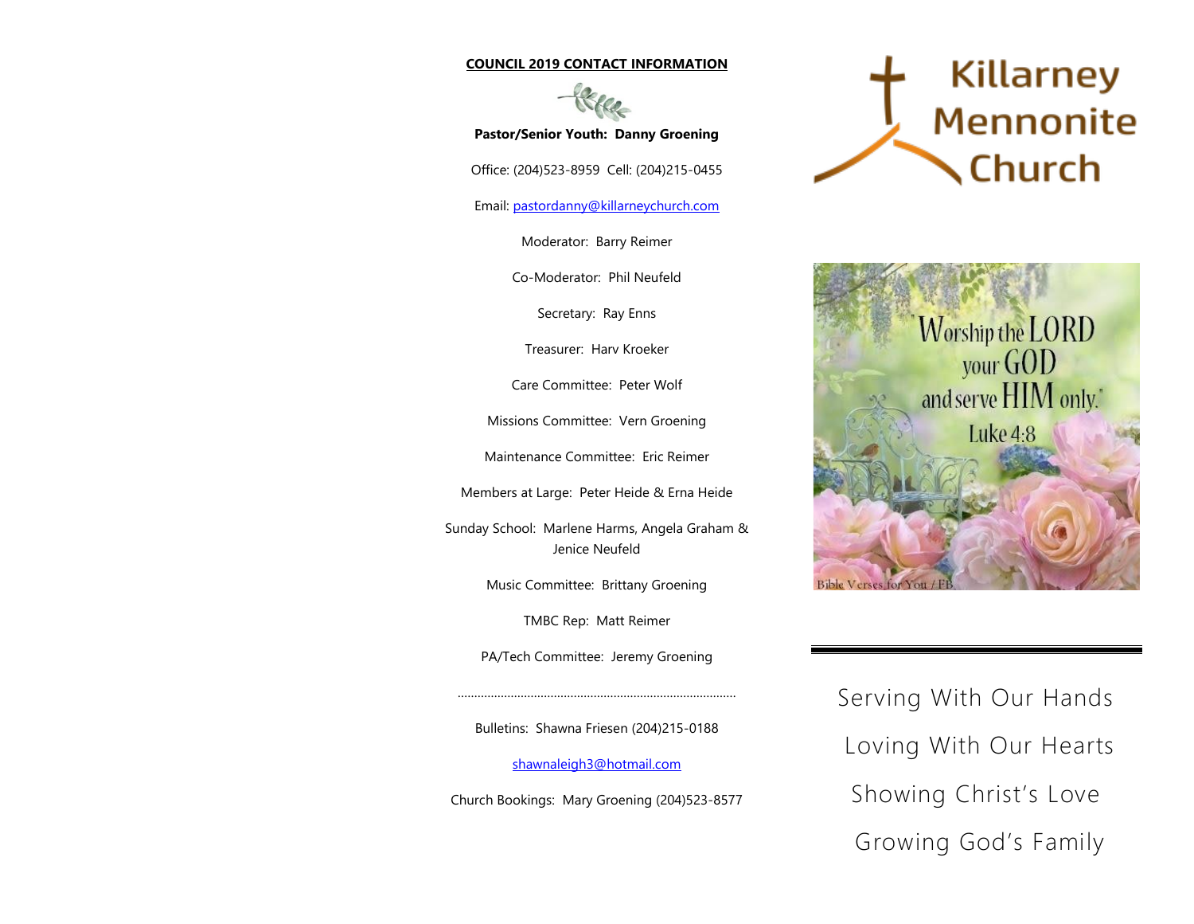## COUNCIL 2019 CONTACT INFORMATION

**Pastor/Senior Youth: Danny Groening**

Office: (204)523-8959 Cell: (204)215-0455

Email: pastordanny@killarneychurch.com

Moderator: Barry Reimer

Co-Moderator: Phil Neufeld

Secretary: Ray Enns

Treasurer: Harv Kroeker

Care Committee: Peter Wolf

Missions Committee: Vern Groening

Maintenance Committee: Eric Reimer

Members at Large: Peter Heide & Erna Heide

Sunday School: Marlene Harms, Angela Graham & Jenice Neufeld

Music Committee: Brittany Groening

TMBC Rep: Matt Reimer

PA/Tech Committee: Jeremy Groening

………………………………………………………………………

Bulletins: Shawna Friesen (204)215-0188

shawnaleigh3@hotmail.com

Church Bookings: Mary Groening (204)523-8577

# Killarney Mennonite Church

"Worship the LORD your GOD and serve HIM only."
Luke 4:8

Bible Verses for You / FB

---

Serving With Our Hands

Loving With Our Hearts

Showing Christ's Love

Growing God's Family